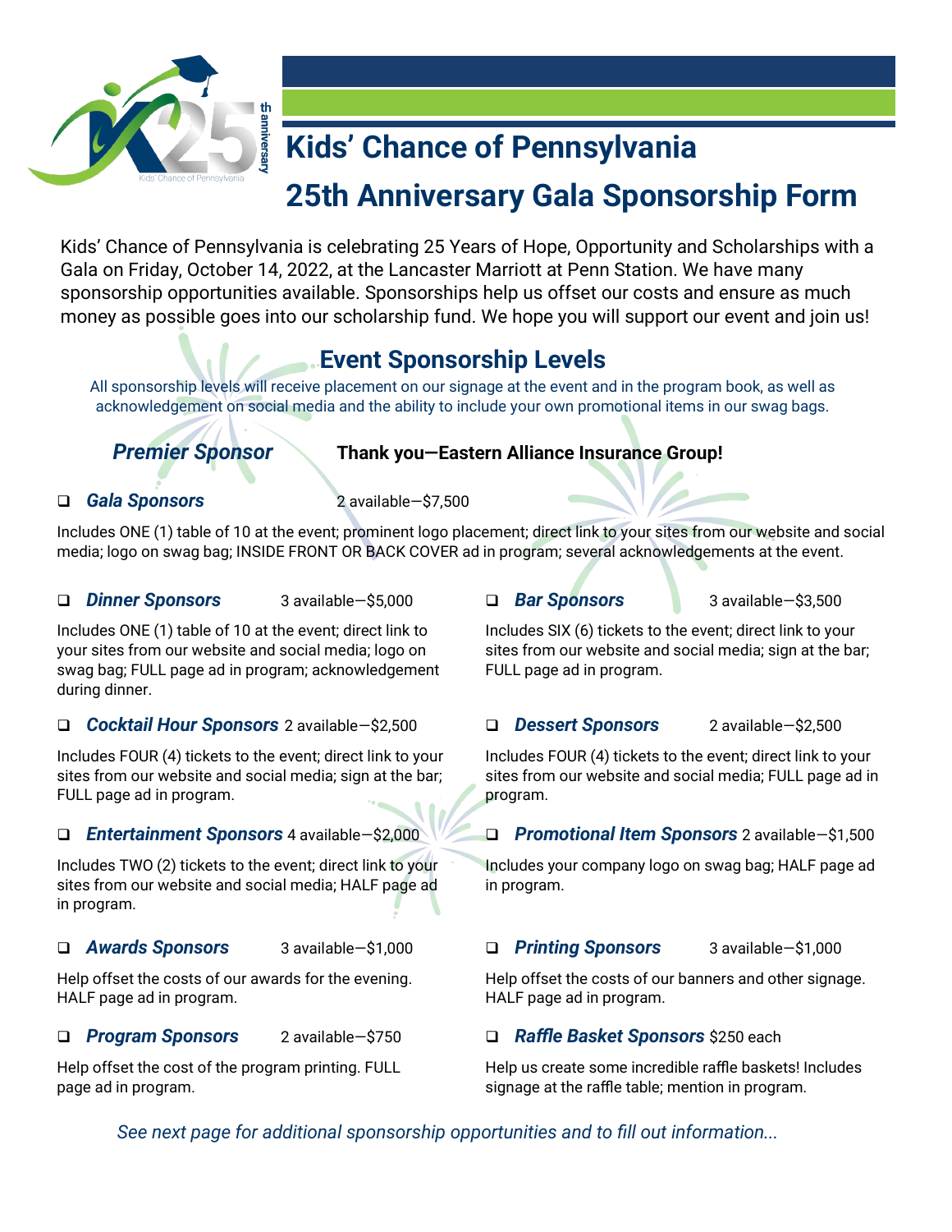# Kids' Chance of Pennsylvania

# 25th Anniversary Gala Sponsorship Form

Kids' Chance of Pennsylvania is celebrating 25 Years of Hope, Opportunity and Scholarships with a Gala on Friday, October 14, 2022, at the Lancaster Marriott at Penn Station. We have many sponsorship opportunities available. Sponsorships help us offset our costs and ensure as much money as possible goes into our scholarship fund. We hope you will support our event and join us!

## Event Sponsorship Levels

All sponsorship levels will receive placement on our signage at the event and in the program book, as well as acknowledgement on social media and the ability to include your own promotional items in our swag bags.

***Premier Sponsor*** **Thank you—Eastern Alliance Insurance Group!**

❑ ***Gala Sponsors*** 2 available—$7,500

Includes ONE (1) table of 10 at the event; prominent logo placement; direct link to your sites from our website and social media; logo on swag bag; INSIDE FRONT OR BACK COVER ad in program; several acknowledgements at the event.

❑ ***Dinner Sponsors*** 3 available—$5,000

Includes ONE (1) table of 10 at the event; direct link to your sites from our website and social media; logo on swag bag; FULL page ad in program; acknowledgement during dinner.

❑ ***Cocktail Hour Sponsors*** 2 available—$2,500

Includes FOUR (4) tickets to the event; direct link to your sites from our website and social media; sign at the bar; FULL page ad in program.

❑ ***Entertainment Sponsors*** 4 available—$2,000

Includes TWO (2) tickets to the event; direct link to your sites from our website and social media; HALF page ad in program.

❑ ***Awards Sponsors*** 3 available—$1,000

Help offset the costs of our awards for the evening. HALF page ad in program.

❑ ***Program Sponsors*** 2 available—$750

Help offset the cost of the program printing. FULL page ad in program.

❑ ***Bar Sponsors*** 3 available—$3,500

Includes SIX (6) tickets to the event; direct link to your sites from our website and social media; sign at the bar; FULL page ad in program.

❑ ***Dessert Sponsors*** 2 available—$2,500

Includes FOUR (4) tickets to the event; direct link to your sites from our website and social media; FULL page ad in program.

❑ ***Promotional Item Sponsors*** 2 available—$1,500

Includes your company logo on swag bag; HALF page ad in program.

❑ ***Printing Sponsors*** 3 available—$1,000

Help offset the costs of our banners and other signage. HALF page ad in program.

❑ ***Raffle Basket Sponsors*** $250 each

Help us create some incredible raffle baskets! Includes signage at the raffle table; mention in program.

*See next page for additional sponsorship opportunities and to fill out information...*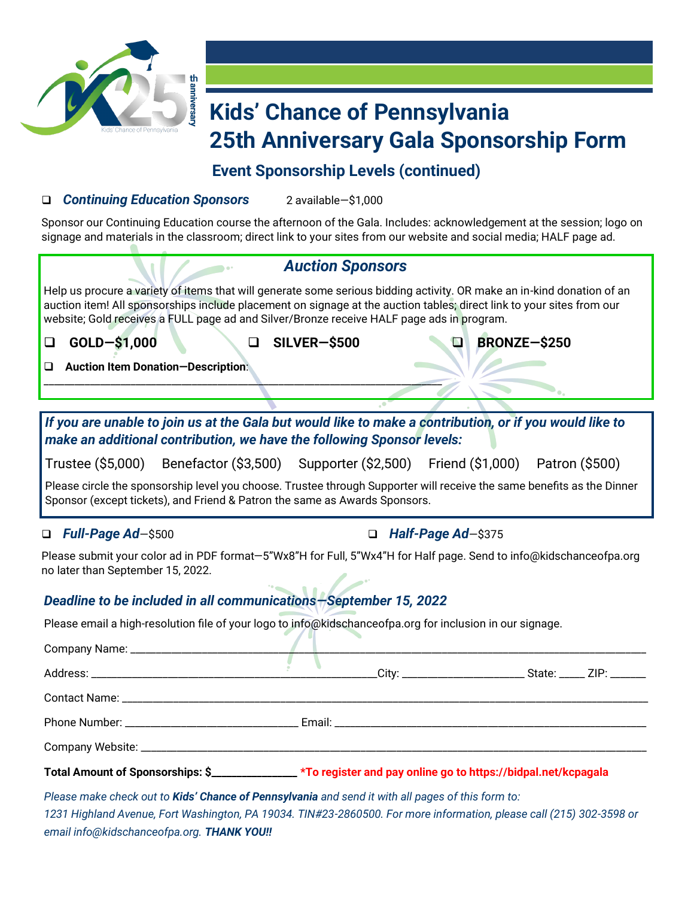# Kids' Chance of Pennsylvania
# 25th Anniversary Gala Sponsorship Form

## Event Sponsorship Levels (continued)

❑ ***Continuing Education Sponsors*** 2 available—$1,000

Sponsor our Continuing Education course the afternoon of the Gala. Includes: acknowledgement at the session; logo on signage and materials in the classroom; direct link to your sites from our website and social media; HALF page ad.

### *Auction Sponsors*

Help us procure a variety of items that will generate some serious bidding activity. OR make an in-kind donation of an auction item! All sponsorships include placement on signage at the auction tables; direct link to your sites from our website; Gold receives a FULL page ad and Silver/Bronze receive HALF page ads in program.

❑ **GOLD—$1,000** ❑ **SILVER—$500** ❑ **BRONZE—$250**

❑ **Auction Item Donation—Description**:

___________________________________________________________________

***If you are unable to join us at the Gala but would like to make a contribution, or if you would like to make an additional contribution, we have the following Sponsor levels:***

Trustee ($5,000) Benefactor ($3,500) Supporter ($2,500) Friend ($1,000) Patron ($500)

Please circle the sponsorship level you choose. Trustee through Supporter will receive the same benefits as the Dinner Sponsor (except tickets), and Friend & Patron the same as Awards Sponsors.

❑ ***Full-Page Ad***—$500 ❑ ***Half-Page Ad***—$375

Please submit your color ad in PDF format—5"Wx8"H for Full, 5"Wx4"H for Half page. Send to info@kidschanceofpa.org no later than September 15, 2022.

### *Deadline to be included in all communications—September 15, 2022*

Please email a high-resolution file of your logo to info@kidschanceofpa.org for inclusion in our signage.

Company Name: ___________________________________________

Address: ______________________________ City: ________________ State: _____ ZIP: ______

Contact Name: ___________________________________________

Phone Number: ______________________ Email: ______________________________

Company Website: ___________________________________________

**Total Amount of Sponsorships: $______________** **\*To register and pay online go to https://bidpal.net/kcpagala**

*Please make check out to **Kids' Chance of Pennsylvania** and send it with all pages of this form to:*
*1231 Highland Avenue, Fort Washington, PA 19034. TIN#23-2860500. For more information, please call (215) 302-3598 or email info@kidschanceofpa.org. **THANK YOU!!***